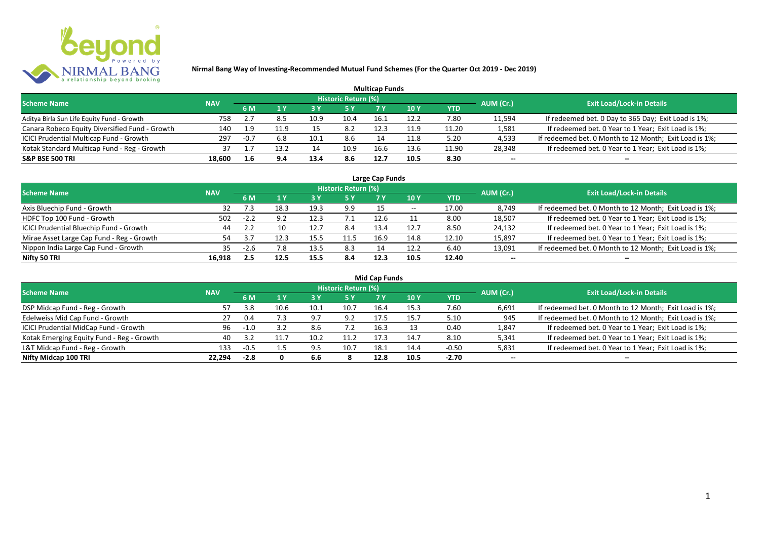# Nirmal Bang Way of Investing-Recommended Mutual Fund Schemes (For the Quarter Oct 2019 - Dec 2019)

## Multicap Funds

| Scheme Name | NAV | Historic Return (%) | | | | | | | AUM (Cr.) | Exit Load/Lock-in Details |
|---|---|---|---|---|---|---|---|---|---|---|
| | | 6 M | 1 Y | 3 Y | 5 Y | 7 Y | 10 Y | YTD | | |
| Aditya Birla Sun Life Equity Fund - Growth | 758 | 2.7 | 8.5 | 10.9 | 10.4 | 16.1 | 12.2 | 7.80 | 11,594 | If redeemed bet. 0 Day to 365 Day; Exit Load is 1%; |
| Canara Robeco Equity Diversified Fund - Growth | 140 | 1.9 | 11.9 | 15 | 8.2 | 12.3 | 11.9 | 11.20 | 1,581 | If redeemed bet. 0 Year to 1 Year; Exit Load is 1%; |
| ICICI Prudential Multicap Fund - Growth | 297 | -0.7 | 6.8 | 10.1 | 8.6 | 14 | 11.8 | 5.20 | 4,533 | If redeemed bet. 0 Month to 12 Month; Exit Load is 1%; |
| Kotak Standard Multicap Fund - Reg - Growth | 37 | 1.7 | 13.2 | 14 | 10.9 | 16.6 | 13.6 | 11.90 | 28,348 | If redeemed bet. 0 Year to 1 Year; Exit Load is 1%; |
| **S&P BSE 500 TRI** | **18,600** | **1.6** | **9.4** | **13.4** | **8.6** | **12.7** | **10.5** | **8.30** | -- | -- |

## Large Cap Funds

| Scheme Name | NAV | Historic Return (%) | | | | | | | AUM (Cr.) | Exit Load/Lock-in Details |
|---|---|---|---|---|---|---|---|---|---|---|
| | | 6 M | 1 Y | 3 Y | 5 Y | 7 Y | 10 Y | YTD | | |
| Axis Bluechip Fund - Growth | 32 | 7.3 | 18.3 | 19.3 | 9.9 | 15 | -- | 17.00 | 8,749 | If redeemed bet. 0 Month to 12 Month; Exit Load is 1%; |
| HDFC Top 100 Fund - Growth | 502 | -2.2 | 9.2 | 12.3 | 7.1 | 12.6 | 11 | 8.00 | 18,507 | If redeemed bet. 0 Year to 1 Year; Exit Load is 1%; |
| ICICI Prudential Bluechip Fund - Growth | 44 | 2.2 | 10 | 12.7 | 8.4 | 13.4 | 12.7 | 8.50 | 24,132 | If redeemed bet. 0 Year to 1 Year; Exit Load is 1%; |
| Mirae Asset Large Cap Fund - Reg - Growth | 54 | 3.7 | 12.3 | 15.5 | 11.5 | 16.9 | 14.8 | 12.10 | 15,897 | If redeemed bet. 0 Year to 1 Year; Exit Load is 1%; |
| Nippon India Large Cap Fund - Growth | 35 | -2.6 | 7.8 | 13.5 | 8.3 | 14 | 12.2 | 6.40 | 13,091 | If redeemed bet. 0 Month to 12 Month; Exit Load is 1%; |
| **Nifty 50 TRI** | **16,918** | **2.5** | **12.5** | **15.5** | **8.4** | **12.3** | **10.5** | **12.40** | -- | -- |

## Mid Cap Funds

| Scheme Name | NAV | Historic Return (%) | | | | | | | AUM (Cr.) | Exit Load/Lock-in Details |
|---|---|---|---|---|---|---|---|---|---|---|
| | | 6 M | 1 Y | 3 Y | 5 Y | 7 Y | 10 Y | YTD | | |
| DSP Midcap Fund - Reg - Growth | 57 | 3.8 | 10.6 | 10.1 | 10.7 | 16.4 | 15.3 | 7.60 | 6,691 | If redeemed bet. 0 Month to 12 Month; Exit Load is 1%; |
| Edelweiss Mid Cap Fund - Growth | 27 | 0.4 | 7.3 | 9.7 | 9.2 | 17.5 | 15.7 | 5.10 | 945 | If redeemed bet. 0 Month to 12 Month; Exit Load is 1%; |
| ICICI Prudential MidCap Fund - Growth | 96 | -1.0 | 3.2 | 8.6 | 7.2 | 16.3 | 13 | 0.40 | 1,847 | If redeemed bet. 0 Year to 1 Year; Exit Load is 1%; |
| Kotak Emerging Equity Fund - Reg - Growth | 40 | 3.2 | 11.7 | 10.2 | 11.2 | 17.3 | 14.7 | 8.10 | 5,341 | If redeemed bet. 0 Year to 1 Year; Exit Load is 1%; |
| L&T Midcap Fund - Reg - Growth | 133 | -0.5 | 1.5 | 9.5 | 10.7 | 18.1 | 14.4 | -0.50 | 5,831 | If redeemed bet. 0 Year to 1 Year; Exit Load is 1%; |
| **Nifty Midcap 100 TRI** | **22,294** | **-2.8** | **0** | **6.6** | **8** | **12.8** | **10.5** | **-2.70** | -- | -- |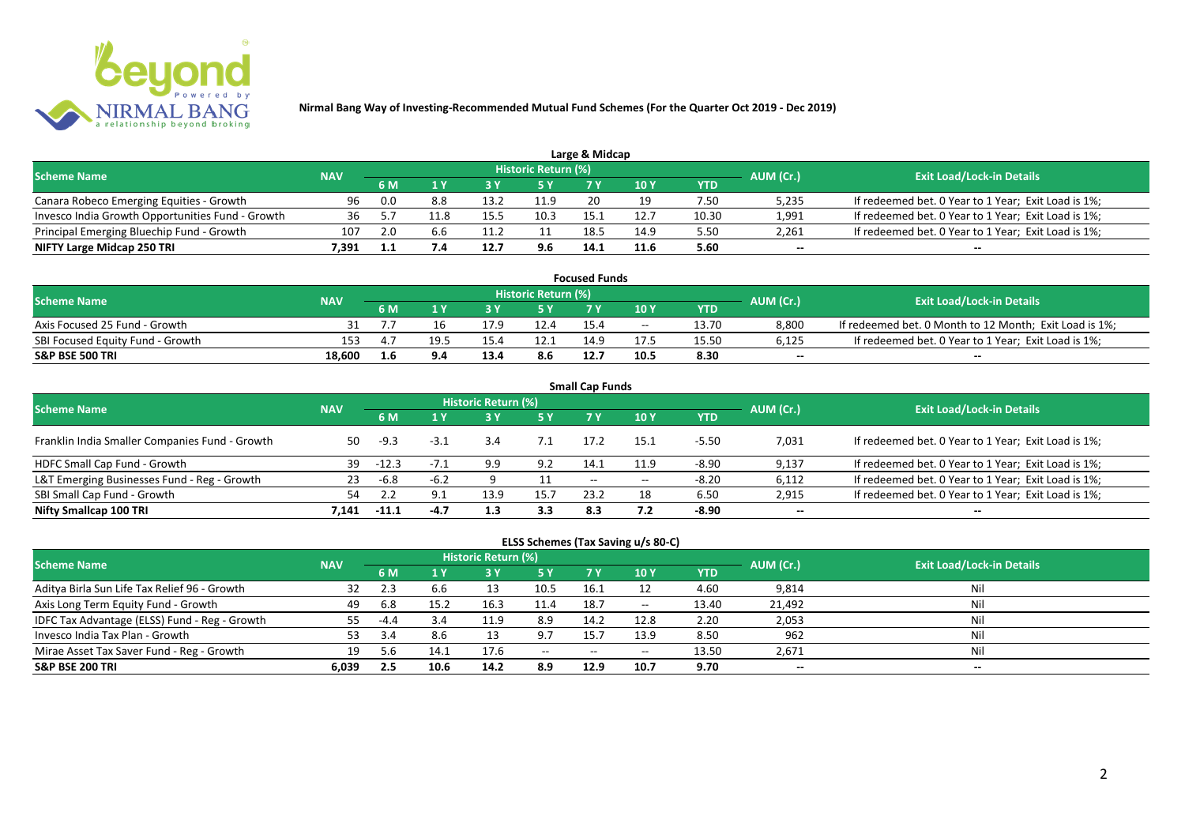# Nirmal Bang Way of Investing-Recommended Mutual Fund Schemes (For the Quarter Oct 2019 - Dec 2019)

## Large & Midcap

| Scheme Name | NAV | Historic Return (%) | | | | | | | AUM (Cr.) | Exit Load/Lock-in Details |
|---|---|---|---|---|---|---|---|---|---|---|
| | | 6 M | 1 Y | 3 Y | 5 Y | 7 Y | 10 Y | YTD | | |
| Canara Robeco Emerging Equities - Growth | 96 | 0.0 | 8.8 | 13.2 | 11.9 | 20 | 19 | 7.50 | 5,235 | If redeemed bet. 0 Year to 1 Year; Exit Load is 1%; |
| Invesco India Growth Opportunities Fund - Growth | 36 | 5.7 | 11.8 | 15.5 | 10.3 | 15.1 | 12.7 | 10.30 | 1,991 | If redeemed bet. 0 Year to 1 Year; Exit Load is 1%; |
| Principal Emerging Bluechip Fund - Growth | 107 | 2.0 | 6.6 | 11.2 | 11 | 18.5 | 14.9 | 5.50 | 2,261 | If redeemed bet. 0 Year to 1 Year; Exit Load is 1%; |
| **NIFTY Large Midcap 250 TRI** | **7,391** | **1.1** | **7.4** | **12.7** | **9.6** | **14.1** | **11.6** | **5.60** | **--** | **--** |

## Focused Funds

| Scheme Name | NAV | Historic Return (%) | | | | | | | AUM (Cr.) | Exit Load/Lock-in Details |
|---|---|---|---|---|---|---|---|---|---|---|
| | | 6 M | 1 Y | 3 Y | 5 Y | 7 Y | 10 Y | YTD | | |
| Axis Focused 25 Fund - Growth | 31 | 7.7 | 16 | 17.9 | 12.4 | 15.4 | -- | 13.70 | 8,800 | If redeemed bet. 0 Month to 12 Month; Exit Load is 1%; |
| SBI Focused Equity Fund - Growth | 153 | 4.7 | 19.5 | 15.4 | 12.1 | 14.9 | 17.5 | 15.50 | 6,125 | If redeemed bet. 0 Year to 1 Year; Exit Load is 1%; |
| **S&P BSE 500 TRI** | **18,600** | **1.6** | **9.4** | **13.4** | **8.6** | **12.7** | **10.5** | **8.30** | **--** | **--** |

## Small Cap Funds

| Scheme Name | NAV | Historic Return (%) | | | | | | | AUM (Cr.) | Exit Load/Lock-in Details |
|---|---|---|---|---|---|---|---|---|---|---|
| | | 6 M | 1 Y | 3 Y | 5 Y | 7 Y | 10 Y | YTD | | |
| Franklin India Smaller Companies Fund - Growth | 50 | -9.3 | -3.1 | 3.4 | 7.1 | 17.2 | 15.1 | -5.50 | 7,031 | If redeemed bet. 0 Year to 1 Year; Exit Load is 1%; |
| HDFC Small Cap Fund - Growth | 39 | -12.3 | -7.1 | 9.9 | 9.2 | 14.1 | 11.9 | -8.90 | 9,137 | If redeemed bet. 0 Year to 1 Year; Exit Load is 1%; |
| L&T Emerging Businesses Fund - Reg - Growth | 23 | -6.8 | -6.2 | 9 | 11 | -- | -- | -8.20 | 6,112 | If redeemed bet. 0 Year to 1 Year; Exit Load is 1%; |
| SBI Small Cap Fund - Growth | 54 | 2.2 | 9.1 | 13.9 | 15.7 | 23.2 | 18 | 6.50 | 2,915 | If redeemed bet. 0 Year to 1 Year; Exit Load is 1%; |
| **Nifty Smallcap 100 TRI** | **7,141** | **-11.1** | **-4.7** | **1.3** | **3.3** | **8.3** | **7.2** | **-8.90** | **--** | **--** |

## ELSS Schemes (Tax Saving u/s 80-C)

| Scheme Name | NAV | Historic Return (%) | | | | | | | AUM (Cr.) | Exit Load/Lock-in Details |
|---|---|---|---|---|---|---|---|---|---|---|
| | | 6 M | 1 Y | 3 Y | 5 Y | 7 Y | 10 Y | YTD | | |
| Aditya Birla Sun Life Tax Relief 96 - Growth | 32 | 2.3 | 6.6 | 13 | 10.5 | 16.1 | 12 | 4.60 | 9,814 | Nil |
| Axis Long Term Equity Fund - Growth | 49 | 6.8 | 15.2 | 16.3 | 11.4 | 18.7 | -- | 13.40 | 21,492 | Nil |
| IDFC Tax Advantage (ELSS) Fund - Reg - Growth | 55 | -4.4 | 3.4 | 11.9 | 8.9 | 14.2 | 12.8 | 2.20 | 2,053 | Nil |
| Invesco India Tax Plan - Growth | 53 | 3.4 | 8.6 | 13 | 9.7 | 15.7 | 13.9 | 8.50 | 962 | Nil |
| Mirae Asset Tax Saver Fund - Reg - Growth | 19 | 5.6 | 14.1 | 17.6 | -- | -- | -- | 13.50 | 2,671 | Nil |
| **S&P BSE 200 TRI** | **6,039** | **2.5** | **10.6** | **14.2** | **8.9** | **12.9** | **10.7** | **9.70** | **--** | **--** |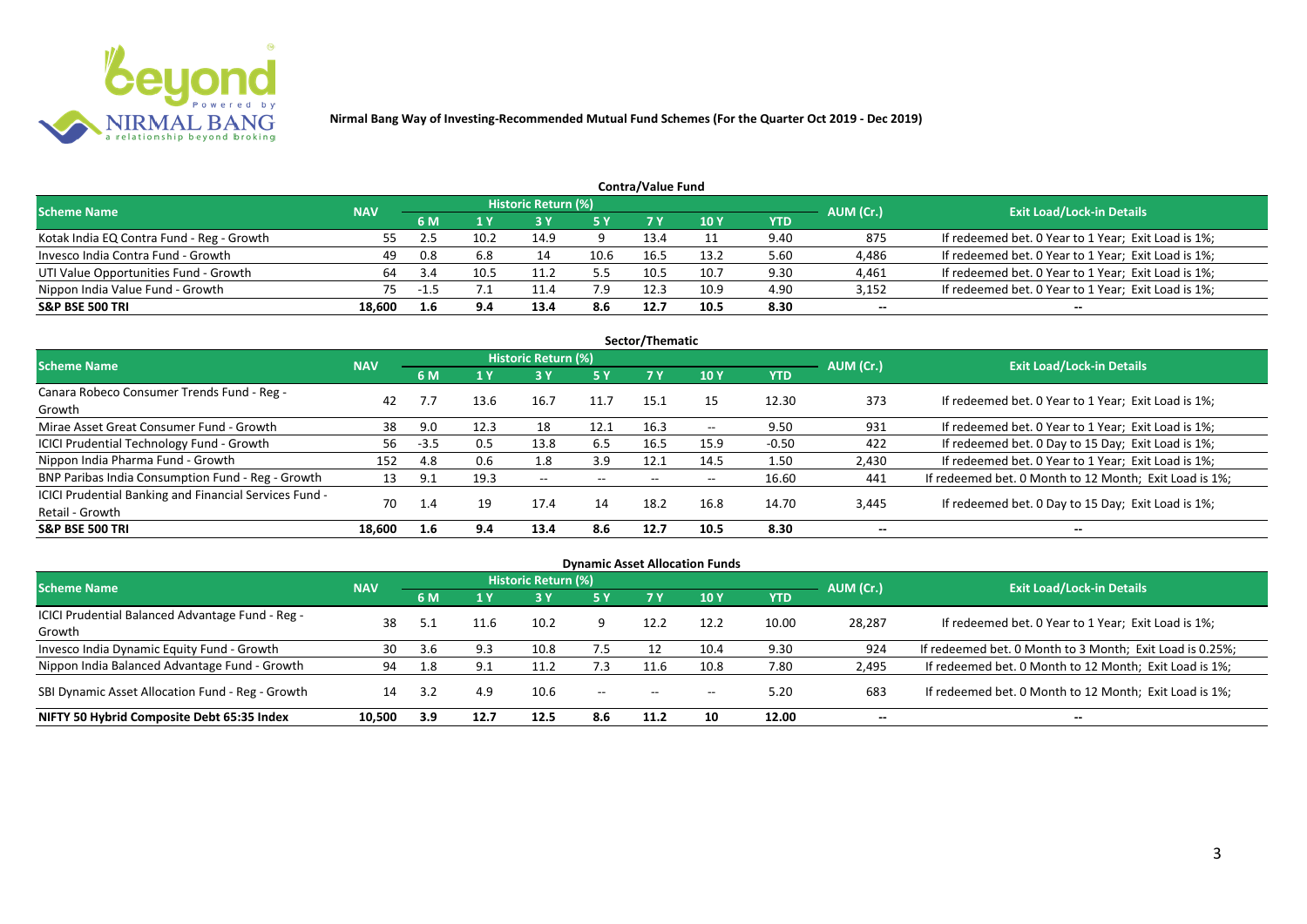**Nirmal Bang Way of Investing-Recommended Mutual Fund Schemes (For the Quarter Oct 2019 - Dec 2019)**

## Contra/Value Fund

| Scheme Name | NAV | Historic Return (%) | | | | | | | AUM (Cr.) | Exit Load/Lock-in Details |
|---|---|---|---|---|---|---|---|---|---|---|
| | | 6 M | 1 Y | 3 Y | 5 Y | 7 Y | 10 Y | YTD | | |
| Kotak India EQ Contra Fund - Reg - Growth | 55 | 2.5 | 10.2 | 14.9 | 9 | 13.4 | 11 | 9.40 | 875 | If redeemed bet. 0 Year to 1 Year; Exit Load is 1%; |
| Invesco India Contra Fund - Growth | 49 | 0.8 | 6.8 | 14 | 10.6 | 16.5 | 13.2 | 5.60 | 4,486 | If redeemed bet. 0 Year to 1 Year; Exit Load is 1%; |
| UTI Value Opportunities Fund - Growth | 64 | 3.4 | 10.5 | 11.2 | 5.5 | 10.5 | 10.7 | 9.30 | 4,461 | If redeemed bet. 0 Year to 1 Year; Exit Load is 1%; |
| Nippon India Value Fund - Growth | 75 | -1.5 | 7.1 | 11.4 | 7.9 | 12.3 | 10.9 | 4.90 | 3,152 | If redeemed bet. 0 Year to 1 Year; Exit Load is 1%; |
| **S&P BSE 500 TRI** | **18,600** | **1.6** | **9.4** | **13.4** | **8.6** | **12.7** | **10.5** | **8.30** | **--** | **--** |

## Sector/Thematic

| Scheme Name | NAV | Historic Return (%) | | | | | | | AUM (Cr.) | Exit Load/Lock-in Details |
|---|---|---|---|---|---|---|---|---|---|---|
| | | 6 M | 1 Y | 3 Y | 5 Y | 7 Y | 10 Y | YTD | | |
| Canara Robeco Consumer Trends Fund - Reg - Growth | 42 | 7.7 | 13.6 | 16.7 | 11.7 | 15.1 | 15 | 12.30 | 373 | If redeemed bet. 0 Year to 1 Year; Exit Load is 1%; |
| Mirae Asset Great Consumer Fund - Growth | 38 | 9.0 | 12.3 | 18 | 12.1 | 16.3 | -- | 9.50 | 931 | If redeemed bet. 0 Year to 1 Year; Exit Load is 1%; |
| ICICI Prudential Technology Fund - Growth | 56 | -3.5 | 0.5 | 13.8 | 6.5 | 16.5 | 15.9 | -0.50 | 422 | If redeemed bet. 0 Day to 15 Day; Exit Load is 1%; |
| Nippon India Pharma Fund - Growth | 152 | 4.8 | 0.6 | 1.8 | 3.9 | 12.1 | 14.5 | 1.50 | 2,430 | If redeemed bet. 0 Year to 1 Year; Exit Load is 1%; |
| BNP Paribas India Consumption Fund - Reg - Growth | 13 | 9.1 | 19.3 | -- | -- | -- | -- | 16.60 | 441 | If redeemed bet. 0 Month to 12 Month; Exit Load is 1%; |
| ICICI Prudential Banking and Financial Services Fund - Retail - Growth | 70 | 1.4 | 19 | 17.4 | 14 | 18.2 | 16.8 | 14.70 | 3,445 | If redeemed bet. 0 Day to 15 Day; Exit Load is 1%; |
| **S&P BSE 500 TRI** | **18,600** | **1.6** | **9.4** | **13.4** | **8.6** | **12.7** | **10.5** | **8.30** | **--** | **--** |

## Dynamic Asset Allocation Funds

| Scheme Name | NAV | Historic Return (%) | | | | | | | AUM (Cr.) | Exit Load/Lock-in Details |
|---|---|---|---|---|---|---|---|---|---|---|
| | | 6 M | 1 Y | 3 Y | 5 Y | 7 Y | 10 Y | YTD | | |
| ICICI Prudential Balanced Advantage Fund - Reg - Growth | 38 | 5.1 | 11.6 | 10.2 | 9 | 12.2 | 12.2 | 10.00 | 28,287 | If redeemed bet. 0 Year to 1 Year; Exit Load is 1%; |
| Invesco India Dynamic Equity Fund - Growth | 30 | 3.6 | 9.3 | 10.8 | 7.5 | 12 | 10.4 | 9.30 | 924 | If redeemed bet. 0 Month to 3 Month; Exit Load is 0.25%; |
| Nippon India Balanced Advantage Fund - Growth | 94 | 1.8 | 9.1 | 11.2 | 7.3 | 11.6 | 10.8 | 7.80 | 2,495 | If redeemed bet. 0 Month to 12 Month; Exit Load is 1%; |
| SBI Dynamic Asset Allocation Fund - Reg - Growth | 14 | 3.2 | 4.9 | 10.6 | -- | -- | -- | 5.20 | 683 | If redeemed bet. 0 Month to 12 Month; Exit Load is 1%; |
| **NIFTY 50 Hybrid Composite Debt 65:35 Index** | **10,500** | **3.9** | **12.7** | **12.5** | **8.6** | **11.2** | **10** | **12.00** | **--** | **--** |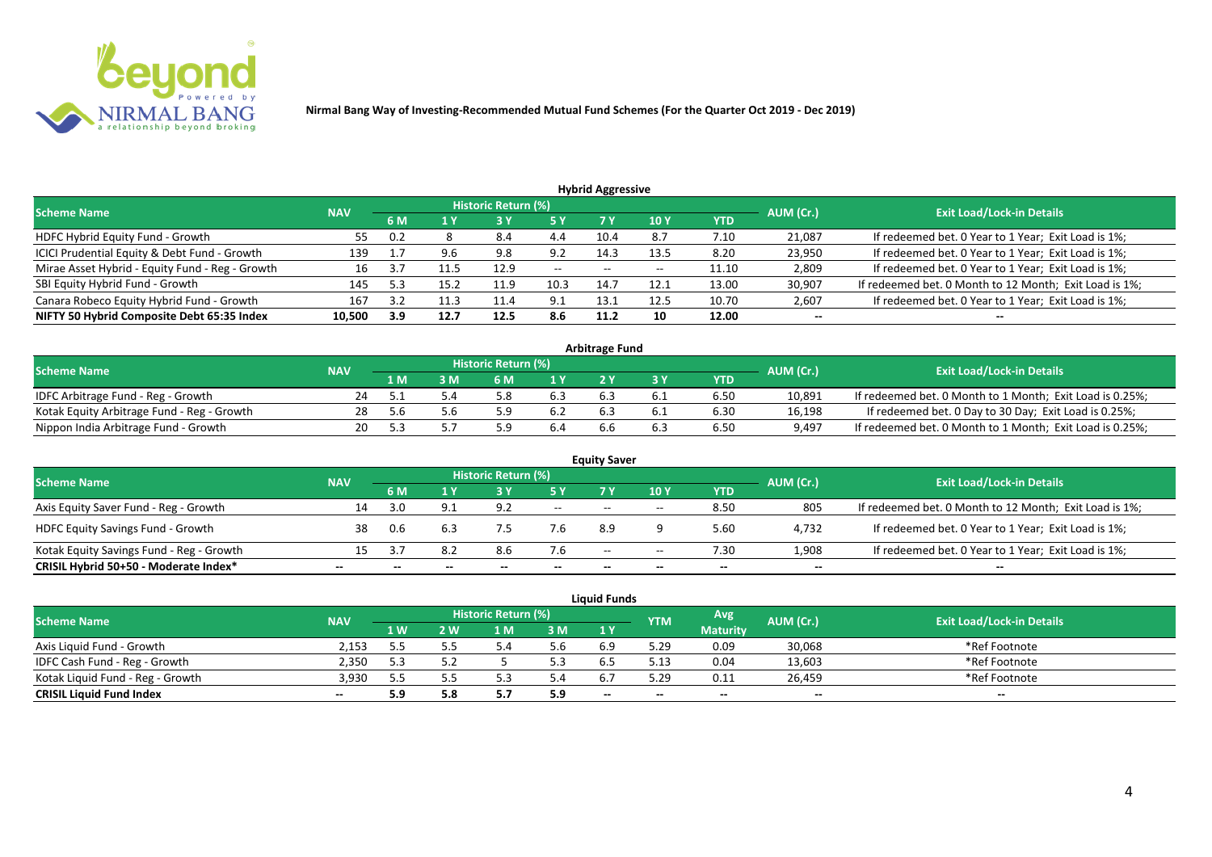**Nirmal Bang Way of Investing-Recommended Mutual Fund Schemes (For the Quarter Oct 2019 - Dec 2019)**

## Hybrid Aggressive

| Scheme Name | NAV | Historic Return (%) | | | | | | | AUM (Cr.) | Exit Load/Lock-in Details |
|---|---|---|---|---|---|---|---|---|---|---|
| | | 6 M | 1 Y | 3 Y | 5 Y | 7 Y | 10 Y | YTD | | |
| HDFC Hybrid Equity Fund - Growth | 55 | 0.2 | 8 | 8.4 | 4.4 | 10.4 | 8.7 | 7.10 | 21,087 | If redeemed bet. 0 Year to 1 Year; Exit Load is 1%; |
| ICICI Prudential Equity & Debt Fund - Growth | 139 | 1.7 | 9.6 | 9.8 | 9.2 | 14.3 | 13.5 | 8.20 | 23,950 | If redeemed bet. 0 Year to 1 Year; Exit Load is 1%; |
| Mirae Asset Hybrid - Equity Fund - Reg - Growth | 16 | 3.7 | 11.5 | 12.9 | -- | -- | -- | 11.10 | 2,809 | If redeemed bet. 0 Year to 1 Year; Exit Load is 1%; |
| SBI Equity Hybrid Fund - Growth | 145 | 5.3 | 15.2 | 11.9 | 10.3 | 14.7 | 12.1 | 13.00 | 30,907 | If redeemed bet. 0 Month to 12 Month; Exit Load is 1%; |
| Canara Robeco Equity Hybrid Fund - Growth | 167 | 3.2 | 11.3 | 11.4 | 9.1 | 13.1 | 12.5 | 10.70 | 2,607 | If redeemed bet. 0 Year to 1 Year; Exit Load is 1%; |
| **NIFTY 50 Hybrid Composite Debt 65:35 Index** | **10,500** | **3.9** | **12.7** | **12.5** | **8.6** | **11.2** | **10** | **12.00** | -- | -- |

## Arbitrage Fund

| Scheme Name | NAV | Historic Return (%) | | | | | | | AUM (Cr.) | Exit Load/Lock-in Details |
|---|---|---|---|---|---|---|---|---|---|---|
| | | 1 M | 3 M | 6 M | 1 Y | 2 Y | 3 Y | YTD | | |
| IDFC Arbitrage Fund - Reg - Growth | 24 | 5.1 | 5.4 | 5.8 | 6.3 | 6.3 | 6.1 | 6.50 | 10,891 | If redeemed bet. 0 Month to 1 Month; Exit Load is 0.25%; |
| Kotak Equity Arbitrage Fund - Reg - Growth | 28 | 5.6 | 5.6 | 5.9 | 6.2 | 6.3 | 6.1 | 6.30 | 16,198 | If redeemed bet. 0 Day to 30 Day; Exit Load is 0.25%; |
| Nippon India Arbitrage Fund - Growth | 20 | 5.3 | 5.7 | 5.9 | 6.4 | 6.6 | 6.3 | 6.50 | 9,497 | If redeemed bet. 0 Month to 1 Month; Exit Load is 0.25%; |

## Equity Saver

| Scheme Name | NAV | Historic Return (%) | | | | | | | AUM (Cr.) | Exit Load/Lock-in Details |
|---|---|---|---|---|---|---|---|---|---|---|
| | | 6 M | 1 Y | 3 Y | 5 Y | 7 Y | 10 Y | YTD | | |
| Axis Equity Saver Fund - Reg - Growth | 14 | 3.0 | 9.1 | 9.2 | -- | -- | -- | 8.50 | 805 | If redeemed bet. 0 Month to 12 Month; Exit Load is 1%; |
| HDFC Equity Savings Fund - Growth | 38 | 0.6 | 6.3 | 7.5 | 7.6 | 8.9 | 9 | 5.60 | 4,732 | If redeemed bet. 0 Year to 1 Year; Exit Load is 1%; |
| Kotak Equity Savings Fund - Reg - Growth | 15 | 3.7 | 8.2 | 8.6 | 7.6 | -- | -- | 7.30 | 1,908 | If redeemed bet. 0 Year to 1 Year; Exit Load is 1%; |
| **CRISIL Hybrid 50+50 - Moderate Index*** | -- | -- | -- | -- | -- | -- | -- | -- | -- | -- |

## Liquid Funds

| Scheme Name | NAV | Historic Return (%) | | | | | YTM | Avg Maturity | AUM (Cr.) | Exit Load/Lock-in Details |
|---|---|---|---|---|---|---|---|---|---|---|
| | | 1 W | 2 W | 1 M | 3 M | 1 Y | | | | |
| Axis Liquid Fund - Growth | 2,153 | 5.5 | 5.5 | 5.4 | 5.6 | 6.9 | 5.29 | 0.09 | 30,068 | *Ref Footnote |
| IDFC Cash Fund - Reg - Growth | 2,350 | 5.3 | 5.2 | 5 | 5.3 | 6.5 | 5.13 | 0.04 | 13,603 | *Ref Footnote |
| Kotak Liquid Fund - Reg - Growth | 3,930 | 5.5 | 5.5 | 5.3 | 5.4 | 6.7 | 5.29 | 0.11 | 26,459 | *Ref Footnote |
| **CRISIL Liquid Fund Index** | -- | **5.9** | **5.8** | **5.7** | **5.9** | -- | -- | -- | -- | -- |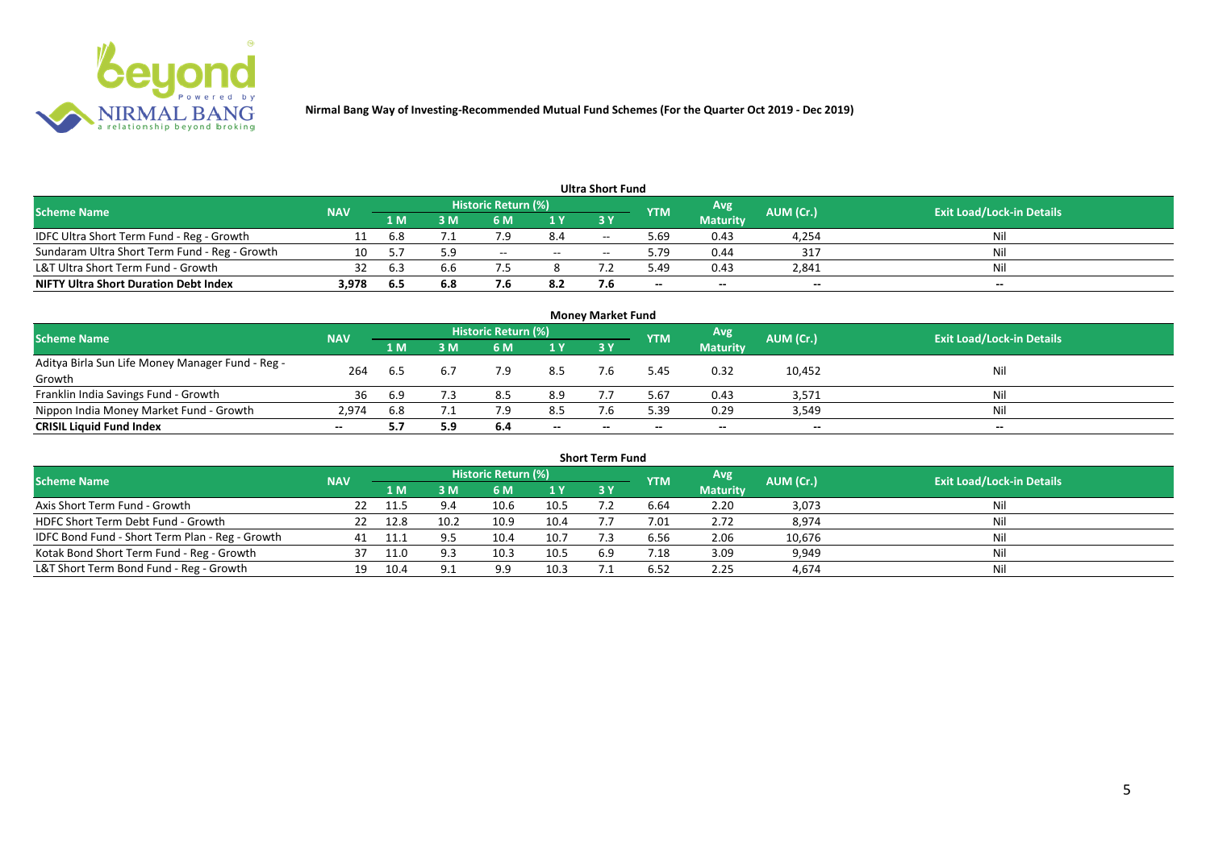**Nirmal Bang Way of Investing-Recommended Mutual Fund Schemes (For the Quarter Oct 2019 - Dec 2019)**

## Ultra Short Fund

| Scheme Name | NAV | Historic Return (%) | | | | | YTM | Avg Maturity | AUM (Cr.) | Exit Load/Lock-in Details |
|---|---|---|---|---|---|---|---|---|---|---|
| | | 1 M | 3 M | 6 M | 1 Y | 3 Y | | | | |
| IDFC Ultra Short Term Fund - Reg - Growth | 11 | 6.8 | 7.1 | 7.9 | 8.4 | -- | 5.69 | 0.43 | 4,254 | Nil |
| Sundaram Ultra Short Term Fund - Reg - Growth | 10 | 5.7 | 5.9 | -- | -- | -- | 5.79 | 0.44 | 317 | Nil |
| L&T Ultra Short Term Fund - Growth | 32 | 6.3 | 6.6 | 7.5 | 8 | 7.2 | 5.49 | 0.43 | 2,841 | Nil |
| **NIFTY Ultra Short Duration Debt Index** | **3,978** | **6.5** | **6.8** | **7.6** | **8.2** | **7.6** | **--** | **--** | **--** | **--** |

## Money Market Fund

| Scheme Name | NAV | Historic Return (%) | | | | | YTM | Avg Maturity | AUM (Cr.) | Exit Load/Lock-in Details |
|---|---|---|---|---|---|---|---|---|---|---|
| | | 1 M | 3 M | 6 M | 1 Y | 3 Y | | | | |
| Aditya Birla Sun Life Money Manager Fund - Reg - Growth | 264 | 6.5 | 6.7 | 7.9 | 8.5 | 7.6 | 5.45 | 0.32 | 10,452 | Nil |
| Franklin India Savings Fund - Growth | 36 | 6.9 | 7.3 | 8.5 | 8.9 | 7.7 | 5.67 | 0.43 | 3,571 | Nil |
| Nippon India Money Market Fund - Growth | 2,974 | 6.8 | 7.1 | 7.9 | 8.5 | 7.6 | 5.39 | 0.29 | 3,549 | Nil |
| **CRISIL Liquid Fund Index** | **--** | **5.7** | **5.9** | **6.4** | **--** | **--** | **--** | **--** | **--** | **--** |

## Short Term Fund

| Scheme Name | NAV | Historic Return (%) | | | | | YTM | Avg Maturity | AUM (Cr.) | Exit Load/Lock-in Details |
|---|---|---|---|---|---|---|---|---|---|---|
| | | 1 M | 3 M | 6 M | 1 Y | 3 Y | | | | |
| Axis Short Term Fund - Growth | 22 | 11.5 | 9.4 | 10.6 | 10.5 | 7.2 | 6.64 | 2.20 | 3,073 | Nil |
| HDFC Short Term Debt Fund - Growth | 22 | 12.8 | 10.2 | 10.9 | 10.4 | 7.7 | 7.01 | 2.72 | 8,974 | Nil |
| IDFC Bond Fund - Short Term Plan - Reg - Growth | 41 | 11.1 | 9.5 | 10.4 | 10.7 | 7.3 | 6.56 | 2.06 | 10,676 | Nil |
| Kotak Bond Short Term Fund - Reg - Growth | 37 | 11.0 | 9.3 | 10.3 | 10.5 | 6.9 | 7.18 | 3.09 | 9,949 | Nil |
| L&T Short Term Bond Fund - Reg - Growth | 19 | 10.4 | 9.1 | 9.9 | 10.3 | 7.1 | 6.52 | 2.25 | 4,674 | Nil |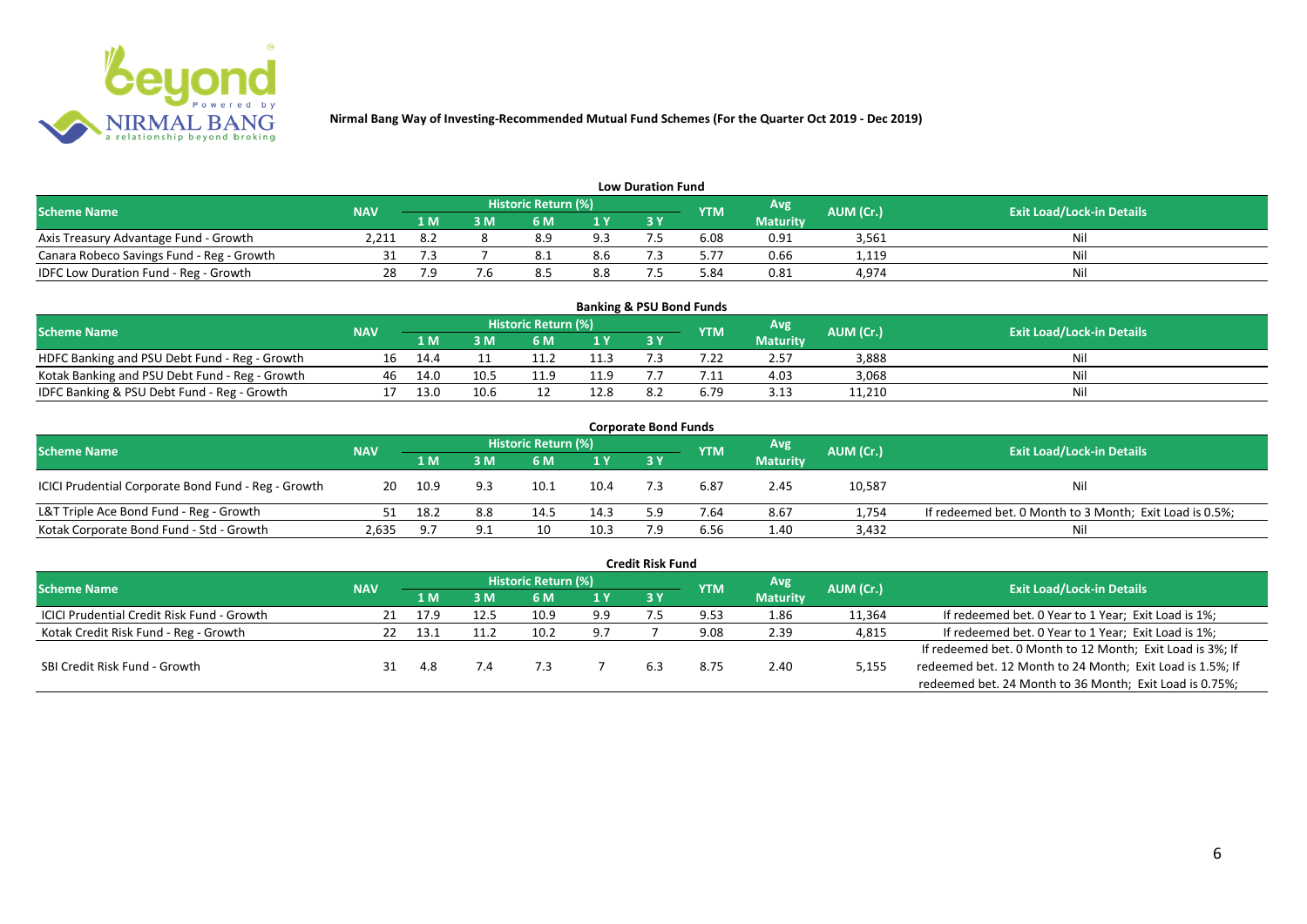**Nirmal Bang Way of Investing-Recommended Mutual Fund Schemes (For the Quarter Oct 2019 - Dec 2019)**

## Low Duration Fund

| Scheme Name | NAV | Historic Return (%) | | | | | YTM | Avg Maturity | AUM (Cr.) | Exit Load/Lock-in Details |
|---|---|---|---|---|---|---|---|---|---|---|
| | | 1 M | 3 M | 6 M | 1 Y | 3 Y | | | | |
| Axis Treasury Advantage Fund - Growth | 2,211 | 8.2 | 8 | 8.9 | 9.3 | 7.5 | 6.08 | 0.91 | 3,561 | Nil |
| Canara Robeco Savings Fund - Reg - Growth | 31 | 7.3 | 7 | 8.1 | 8.6 | 7.3 | 5.77 | 0.66 | 1,119 | Nil |
| IDFC Low Duration Fund - Reg - Growth | 28 | 7.9 | 7.6 | 8.5 | 8.8 | 7.5 | 5.84 | 0.81 | 4,974 | Nil |

## Banking & PSU Bond Funds

| Scheme Name | NAV | Historic Return (%) | | | | | YTM | Avg Maturity | AUM (Cr.) | Exit Load/Lock-in Details |
|---|---|---|---|---|---|---|---|---|---|---|
| | | 1 M | 3 M | 6 M | 1 Y | 3 Y | | | | |
| HDFC Banking and PSU Debt Fund - Reg - Growth | 16 | 14.4 | 11 | 11.2 | 11.3 | 7.3 | 7.22 | 2.57 | 3,888 | Nil |
| Kotak Banking and PSU Debt Fund - Reg - Growth | 46 | 14.0 | 10.5 | 11.9 | 11.9 | 7.7 | 7.11 | 4.03 | 3,068 | Nil |
| IDFC Banking & PSU Debt Fund - Reg - Growth | 17 | 13.0 | 10.6 | 12 | 12.8 | 8.2 | 6.79 | 3.13 | 11,210 | Nil |

## Corporate Bond Funds

| Scheme Name | NAV | Historic Return (%) | | | | | YTM | Avg Maturity | AUM (Cr.) | Exit Load/Lock-in Details |
|---|---|---|---|---|---|---|---|---|---|---|
| | | 1 M | 3 M | 6 M | 1 Y | 3 Y | | | | |
| ICICI Prudential Corporate Bond Fund - Reg - Growth | 20 | 10.9 | 9.3 | 10.1 | 10.4 | 7.3 | 6.87 | 2.45 | 10,587 | Nil |
| L&T Triple Ace Bond Fund - Reg - Growth | 51 | 18.2 | 8.8 | 14.5 | 14.3 | 5.9 | 7.64 | 8.67 | 1,754 | If redeemed bet. 0 Month to 3 Month; Exit Load is 0.5%; |
| Kotak Corporate Bond Fund - Std - Growth | 2,635 | 9.7 | 9.1 | 10 | 10.3 | 7.9 | 6.56 | 1.40 | 3,432 | Nil |

## Credit Risk Fund

| Scheme Name | NAV | Historic Return (%) | | | | | YTM | Avg Maturity | AUM (Cr.) | Exit Load/Lock-in Details |
|---|---|---|---|---|---|---|---|---|---|---|
| | | 1 M | 3 M | 6 M | 1 Y | 3 Y | | | | |
| ICICI Prudential Credit Risk Fund - Growth | 21 | 17.9 | 12.5 | 10.9 | 9.9 | 7.5 | 9.53 | 1.86 | 11,364 | If redeemed bet. 0 Year to 1 Year; Exit Load is 1%; |
| Kotak Credit Risk Fund - Reg - Growth | 22 | 13.1 | 11.2 | 10.2 | 9.7 | 7 | 9.08 | 2.39 | 4,815 | If redeemed bet. 0 Year to 1 Year; Exit Load is 1%; |
| SBI Credit Risk Fund - Growth | 31 | 4.8 | 7.4 | 7.3 | 7 | 6.3 | 8.75 | 2.40 | 5,155 | If redeemed bet. 0 Month to 12 Month; Exit Load is 3%; If redeemed bet. 12 Month to 24 Month; Exit Load is 1.5%; If redeemed bet. 24 Month to 36 Month; Exit Load is 0.75%; |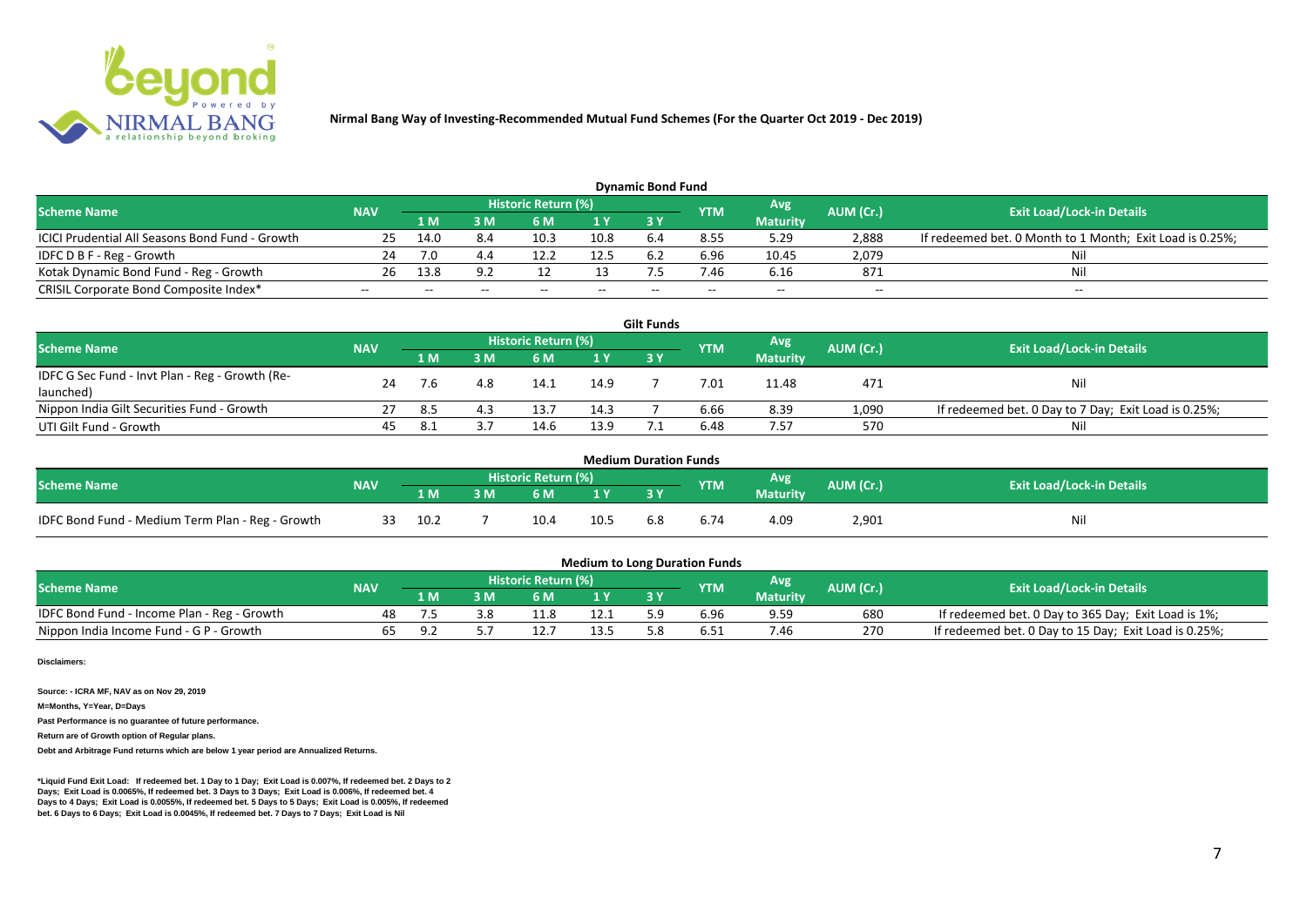**Nirmal Bang Way of Investing-Recommended Mutual Fund Schemes (For the Quarter Oct 2019 - Dec 2019)**

## Dynamic Bond Fund

| Scheme Name | NAV | Historic Return (%) | | | | | YTM | Avg Maturity | AUM (Cr.) | Exit Load/Lock-in Details |
|---|---|---|---|---|---|---|---|---|---|---|
| | | 1 M | 3 M | 6 M | 1 Y | 3 Y | | | | |
| ICICI Prudential All Seasons Bond Fund - Growth | 25 | 14.0 | 8.4 | 10.3 | 10.8 | 6.4 | 8.55 | 5.29 | 2,888 | If redeemed bet. 0 Month to 1 Month; Exit Load is 0.25%; |
| IDFC D B F - Reg - Growth | 24 | 7.0 | 4.4 | 12.2 | 12.5 | 6.2 | 6.96 | 10.45 | 2,079 | Nil |
| Kotak Dynamic Bond Fund - Reg - Growth | 26 | 13.8 | 9.2 | 12 | 13 | 7.5 | 7.46 | 6.16 | 871 | Nil |
| CRISIL Corporate Bond Composite Index* | -- | -- | -- | -- | -- | -- | -- | -- | -- | -- |

## Gilt Funds

| Scheme Name | NAV | Historic Return (%) | | | | | YTM | Avg Maturity | AUM (Cr.) | Exit Load/Lock-in Details |
|---|---|---|---|---|---|---|---|---|---|---|
| | | 1 M | 3 M | 6 M | 1 Y | 3 Y | | | | |
| IDFC G Sec Fund - Invt Plan - Reg - Growth (Re-launched) | 24 | 7.6 | 4.8 | 14.1 | 14.9 | 7 | 7.01 | 11.48 | 471 | Nil |
| Nippon India Gilt Securities Fund - Growth | 27 | 8.5 | 4.3 | 13.7 | 14.3 | 7 | 6.66 | 8.39 | 1,090 | If redeemed bet. 0 Day to 7 Day; Exit Load is 0.25%; |
| UTI Gilt Fund - Growth | 45 | 8.1 | 3.7 | 14.6 | 13.9 | 7.1 | 6.48 | 7.57 | 570 | Nil |

## Medium Duration Funds

| Scheme Name | NAV | Historic Return (%) | | | | | YTM | Avg Maturity | AUM (Cr.) | Exit Load/Lock-in Details |
|---|---|---|---|---|---|---|---|---|---|---|
| | | 1 M | 3 M | 6 M | 1 Y | 3 Y | | | | |
| IDFC Bond Fund - Medium Term Plan - Reg - Growth | 33 | 10.2 | 7 | 10.4 | 10.5 | 6.8 | 6.74 | 4.09 | 2,901 | Nil |

## Medium to Long Duration Funds

| Scheme Name | NAV | Historic Return (%) | | | | | YTM | Avg Maturity | AUM (Cr.) | Exit Load/Lock-in Details |
|---|---|---|---|---|---|---|---|---|---|---|
| | | 1 M | 3 M | 6 M | 1 Y | 3 Y | | | | |
| IDFC Bond Fund - Income Plan - Reg - Growth | 48 | 7.5 | 3.8 | 11.8 | 12.1 | 5.9 | 6.96 | 9.59 | 680 | If redeemed bet. 0 Day to 365 Day; Exit Load is 1%; |
| Nippon India Income Fund - G P - Growth | 65 | 9.2 | 5.7 | 12.7 | 13.5 | 5.8 | 6.51 | 7.46 | 270 | If redeemed bet. 0 Day to 15 Day; Exit Load is 0.25%; |

**Disclaimers:**

**Source: - ICRA MF, NAV as on Nov 29, 2019**

**M=Months, Y=Year, D=Days**

**Past Performance is no guarantee of future performance.**

**Return are of Growth option of Regular plans.**

**Debt and Arbitrage Fund returns which are below 1 year period are Annualized Returns.**

**\*Liquid Fund Exit Load: If redeemed bet. 1 Day to 1 Day; Exit Load is 0.007%, If redeemed bet. 2 Days to 2 Days; Exit Load is 0.0065%, If redeemed bet. 3 Days to 3 Days; Exit Load is 0.006%, If redeemed bet. 4 Days to 4 Days; Exit Load is 0.0055%, If redeemed bet. 5 Days to 5 Days; Exit Load is 0.005%, If redeemed bet. 6 Days to 6 Days; Exit Load is 0.0045%, If redeemed bet. 7 Days to 7 Days; Exit Load is Nil**